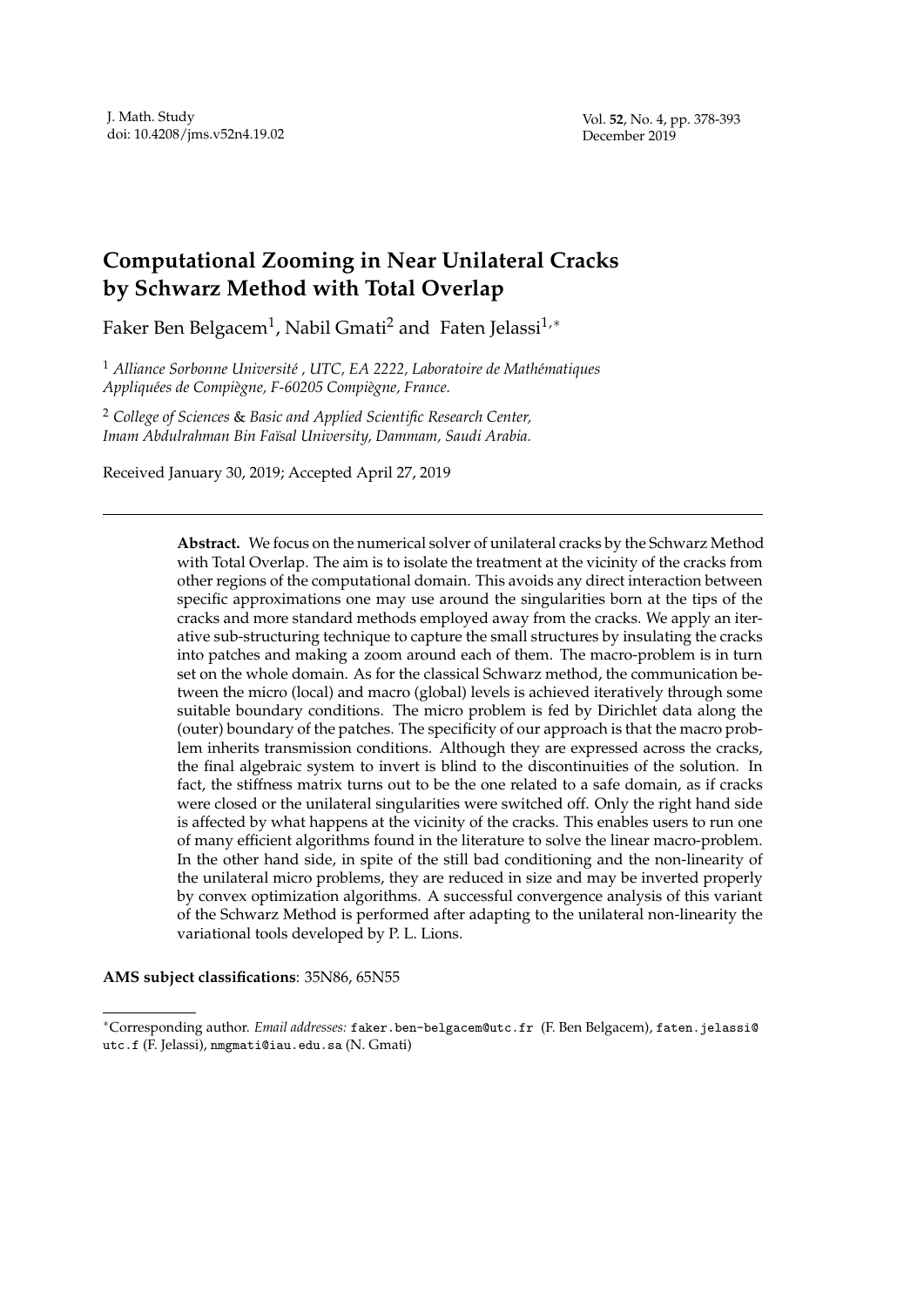# Computational Zooming in Near Unilateral Cracks by Schwarz Method with Total Overlap

Faker Ben Belgacem[1], Nabil Gmati[2] and Faten Jelassi[1,*]

[1] *Alliance Sorbonne Université , UTC, EA 2222, Laboratoire de Mathématiques Appliquées de Compiègne, F-60205 Compiègne, France.*

[2] *College of Sciences & Basic and Applied Scientific Research Center, Imam Abdulrahman Bin Faïsal University, Dammam, Saudi Arabia.*

Received January 30, 2019; Accepted April 27, 2019

---

**Abstract.** We focus on the numerical solver of unilateral cracks by the Schwarz Method with Total Overlap. The aim is to isolate the treatment at the vicinity of the cracks from other regions of the computational domain. This avoids any direct interaction between specific approximations one may use around the singularities born at the tips of the cracks and more standard methods employed away from the cracks. We apply an iterative sub-structuring technique to capture the small structures by insulating the cracks into patches and making a zoom around each of them. The macro-problem is in turn set on the whole domain. As for the classical Schwarz method, the communication between the micro (local) and macro (global) levels is achieved iteratively through some suitable boundary conditions. The micro problem is fed by Dirichlet data along the (outer) boundary of the patches. The specificity of our approach is that the macro problem inherits transmission conditions. Although they are expressed across the cracks, the final algebraic system to invert is blind to the discontinuities of the solution. In fact, the stiffness matrix turns out to be the one related to a safe domain, as if cracks were closed or the unilateral singularities were switched off. Only the right hand side is affected by what happens at the vicinity of the cracks. This enables users to run one of many efficient algorithms found in the literature to solve the linear macro-problem. In the other hand side, in spite of the still bad conditioning and the non-linearity of the unilateral micro problems, they are reduced in size and may be inverted properly by convex optimization algorithms. A successful convergence analysis of this variant of the Schwarz Method is performed after adapting to the unilateral non-linearity the variational tools developed by P. L. Lions.

**AMS subject classifications**: 35N86, 65N55

---

*Corresponding author. *Email addresses:* faker.ben-belgacem@utc.fr (F. Ben Belgacem), faten.jelassi@utc.f (F. Jelassi), nmgmati@iau.edu.sa (N. Gmati)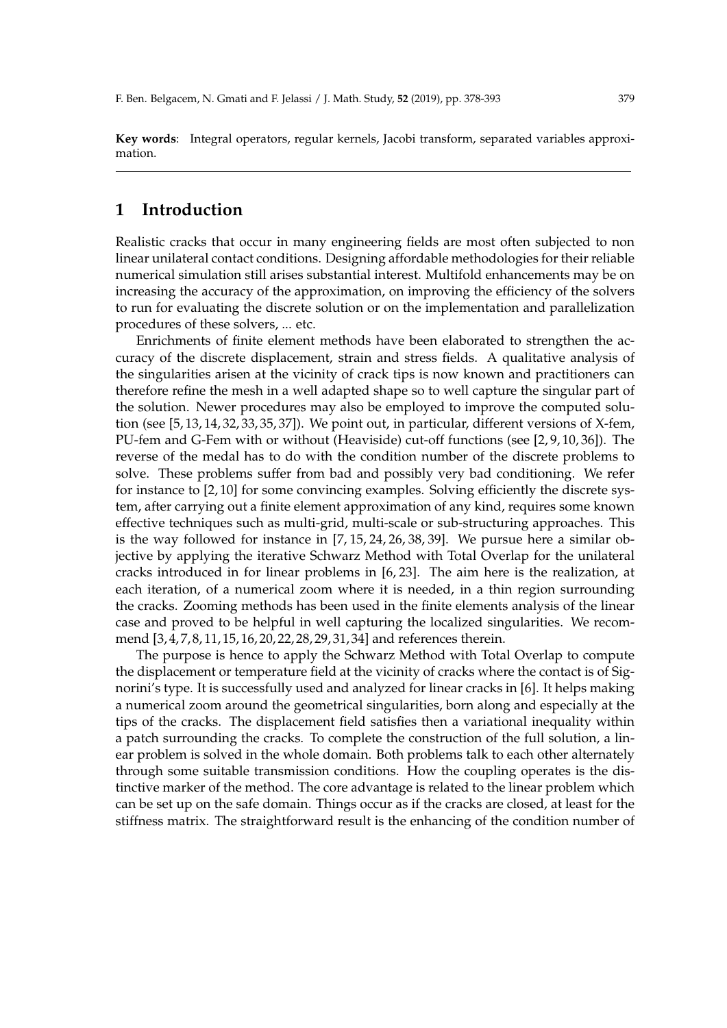**Key words**: Integral operators, regular kernels, Jacobi transform, separated variables approximation.

## 1 Introduction

Realistic cracks that occur in many engineering fields are most often subjected to non linear unilateral contact conditions. Designing affordable methodologies for their reliable numerical simulation still arises substantial interest. Multifold enhancements may be on increasing the accuracy of the approximation, on improving the efficiency of the solvers to run for evaluating the discrete solution or on the implementation and parallelization procedures of these solvers, ... etc.

Enrichments of finite element methods have been elaborated to strengthen the accuracy of the discrete displacement, strain and stress fields. A qualitative analysis of the singularities arisen at the vicinity of crack tips is now known and practitioners can therefore refine the mesh in a well adapted shape so to well capture the singular part of the solution. Newer procedures may also be employed to improve the computed solution (see [5, 13, 14, 32, 33, 35, 37]). We point out, in particular, different versions of X-fem, PU-fem and G-Fem with or without (Heaviside) cut-off functions (see [2, 9, 10, 36]). The reverse of the medal has to do with the condition number of the discrete problems to solve. These problems suffer from bad and possibly very bad conditioning. We refer for instance to [2, 10] for some convincing examples. Solving efficiently the discrete system, after carrying out a finite element approximation of any kind, requires some known effective techniques such as multi-grid, multi-scale or sub-structuring approaches. This is the way followed for instance in [7, 15, 24, 26, 38, 39]. We pursue here a similar objective by applying the iterative Schwarz Method with Total Overlap for the unilateral cracks introduced in for linear problems in [6, 23]. The aim here is the realization, at each iteration, of a numerical zoom where it is needed, in a thin region surrounding the cracks. Zooming methods has been used in the finite elements analysis of the linear case and proved to be helpful in well capturing the localized singularities. We recommend [3, 4, 7, 8, 11, 15, 16, 20, 22, 28, 29, 31, 34] and references therein.

The purpose is hence to apply the Schwarz Method with Total Overlap to compute the displacement or temperature field at the vicinity of cracks where the contact is of Signorini's type. It is successfully used and analyzed for linear cracks in [6]. It helps making a numerical zoom around the geometrical singularities, born along and especially at the tips of the cracks. The displacement field satisfies then a variational inequality within a patch surrounding the cracks. To complete the construction of the full solution, a linear problem is solved in the whole domain. Both problems talk to each other alternately through some suitable transmission conditions. How the coupling operates is the distinctive marker of the method. The core advantage is related to the linear problem which can be set up on the safe domain. Things occur as if the cracks are closed, at least for the stiffness matrix. The straightforward result is the enhancing of the condition number of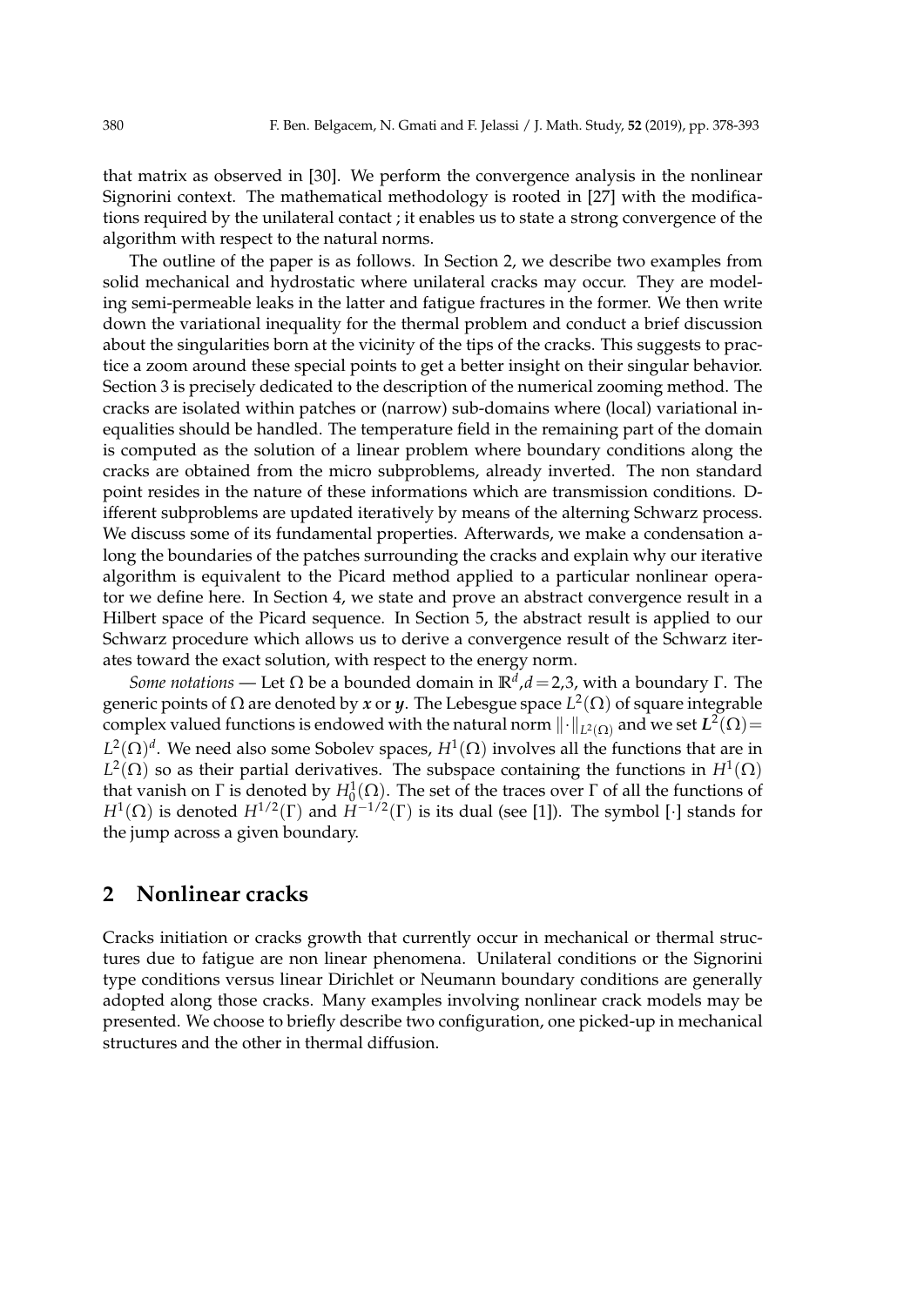that matrix as observed in [30]. We perform the convergence analysis in the nonlinear Signorini context. The mathematical methodology is rooted in [27] with the modifications required by the unilateral contact ; it enables us to state a strong convergence of the algorithm with respect to the natural norms.

The outline of the paper is as follows. In Section 2, we describe two examples from solid mechanical and hydrostatic where unilateral cracks may occur. They are modeling semi-permeable leaks in the latter and fatigue fractures in the former. We then write down the variational inequality for the thermal problem and conduct a brief discussion about the singularities born at the vicinity of the tips of the cracks. This suggests to practice a zoom around these special points to get a better insight on their singular behavior. Section 3 is precisely dedicated to the description of the numerical zooming method. The cracks are isolated within patches or (narrow) sub-domains where (local) variational inequalities should be handled. The temperature field in the remaining part of the domain is computed as the solution of a linear problem where boundary conditions along the cracks are obtained from the micro subproblems, already inverted. The non standard point resides in the nature of these informations which are transmission conditions. Different subproblems are updated iteratively by means of the alterning Schwarz process. We discuss some of its fundamental properties. Afterwards, we make a condensation along the boundaries of the patches surrounding the cracks and explain why our iterative algorithm is equivalent to the Picard method applied to a particular nonlinear operator we define here. In Section 4, we state and prove an abstract convergence result in a Hilbert space of the Picard sequence. In Section 5, the abstract result is applied to our Schwarz procedure which allows us to derive a convergence result of the Schwarz iterates toward the exact solution, with respect to the energy norm.

*Some notations* — Let $\Omega$ be a bounded domain in $\mathbb{R}^d, d=2,3$, with a boundary $\Gamma$. The generic points of $\Omega$ are denoted by $\boldsymbol{x}$ or $\boldsymbol{y}$. The Lebesgue space $L^2(\Omega)$ of square integrable complex valued functions is endowed with the natural norm $\|\cdot\|_{L^2(\Omega)}$ and we set $\boldsymbol{L}^2(\Omega) = L^2(\Omega)^d$. We need also some Sobolev spaces, $H^1(\Omega)$ involves all the functions that are in $L^2(\Omega)$ so as their partial derivatives. The subspace containing the functions in $H^1(\Omega)$ that vanish on $\Gamma$ is denoted by $H_0^1(\Omega)$. The set of the traces over $\Gamma$ of all the functions of $H^1(\Omega)$ is denoted $H^{1/2}(\Gamma)$ and $H^{-1/2}(\Gamma)$ is its dual (see [1]). The symbol $[\cdot]$ stands for the jump across a given boundary.

## 2 Nonlinear cracks

Cracks initiation or cracks growth that currently occur in mechanical or thermal structures due to fatigue are non linear phenomena. Unilateral conditions or the Signorini type conditions versus linear Dirichlet or Neumann boundary conditions are generally adopted along those cracks. Many examples involving nonlinear crack models may be presented. We choose to briefly describe two configuration, one picked-up in mechanical structures and the other in thermal diffusion.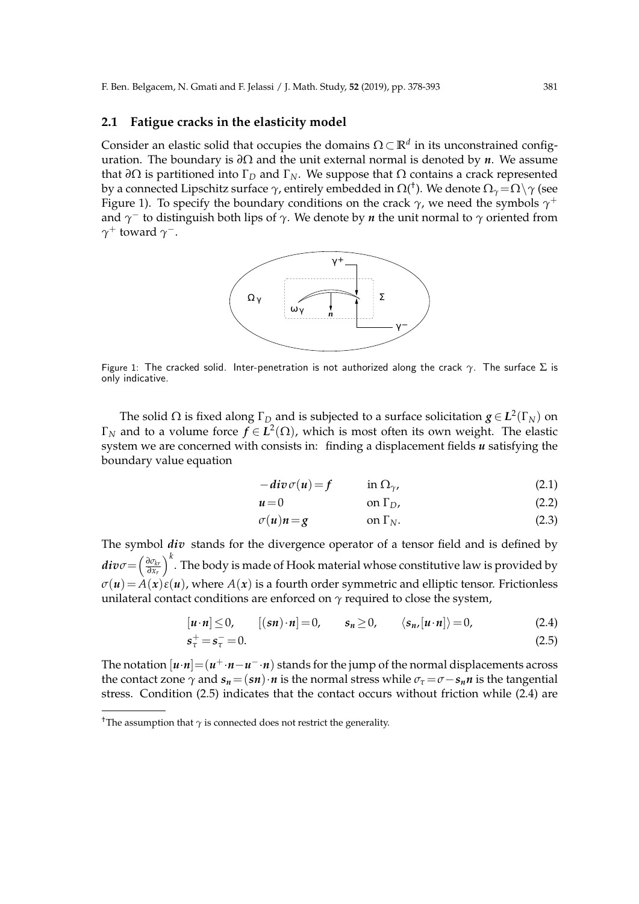### 2.1 Fatigue cracks in the elasticity model

Consider an elastic solid that occupies the domains $\Omega \subset \mathbb{R}^d$ in its unconstrained configuration. The boundary is $\partial\Omega$ and the unit external normal is denoted by $\boldsymbol{n}$. We assume that $\partial\Omega$ is partitioned into $\Gamma_D$ and $\Gamma_N$. We suppose that $\Omega$ contains a crack represented by a connected Lipschitz surface $\gamma$, entirely embedded in $\Omega$(†). We denote $\Omega_\gamma = \Omega \setminus \gamma$ (see Figure 1). To specify the boundary conditions on the crack $\gamma$, we need the symbols $\gamma^+$ and $\gamma^-$ to distinguish both lips of $\gamma$. We denote by $\boldsymbol{n}$ the unit normal to $\gamma$ oriented from $\gamma^+$ toward $\gamma^-$.

Figure 1: The cracked solid. Inter-penetration is not authorized along the crack $\gamma$. The surface $\Sigma$ is only indicative.

The solid $\Omega$ is fixed along $\Gamma_D$ and is subjected to a surface solicitation $\boldsymbol{g} \in \boldsymbol{L}^2(\Gamma_N)$ on $\Gamma_N$ and to a volume force $\boldsymbol{f} \in \boldsymbol{L}^2(\Omega)$, which is most often its own weight. The elastic system we are concerned with consists in: finding a displacement fields $\boldsymbol{u}$ satisfying the boundary value equation

$$-\boldsymbol{div}\,\sigma(\boldsymbol{u}) = \boldsymbol{f} \qquad \text{in } \Omega_\gamma, \tag{2.1}$$

$$\boldsymbol{u} = 0 \qquad \text{on } \Gamma_D, \tag{2.2}$$

$$\sigma(\boldsymbol{u})\boldsymbol{n} = \boldsymbol{g} \qquad \text{on } \Gamma_N. \tag{2.3}$$

The symbol $\boldsymbol{div}$ stands for the divergence operator of a tensor field and is defined by $\boldsymbol{div}\sigma = \left(\frac{\partial \sigma_{kr}}{\partial x_r}\right)^k$. The body is made of Hook material whose constitutive law is provided by $\sigma(\boldsymbol{u}) = A(\boldsymbol{x})\varepsilon(\boldsymbol{u})$, where $A(\boldsymbol{x})$ is a fourth order symmetric and elliptic tensor. Frictionless unilateral contact conditions are enforced on $\gamma$ required to close the system,

$$[\boldsymbol{u}\cdot\boldsymbol{n}] \leq 0, \qquad [(\boldsymbol{s}\boldsymbol{n})\cdot\boldsymbol{n}] = 0, \qquad \boldsymbol{s}_n \geq 0, \qquad \langle \boldsymbol{s}_n, [\boldsymbol{u}\cdot\boldsymbol{n}] \rangle = 0, \tag{2.4}$$

$$\boldsymbol{s}_\tau^+ = \boldsymbol{s}_\tau^- = 0. \tag{2.5}$$

The notation $[\boldsymbol{u}\cdot\boldsymbol{n}] = (\boldsymbol{u}^+\cdot\boldsymbol{n} - \boldsymbol{u}^-\cdot\boldsymbol{n})$ stands for the jump of the normal displacements across the contact zone $\gamma$ and $\boldsymbol{s}_n = (\boldsymbol{s}\boldsymbol{n})\cdot\boldsymbol{n}$ is the normal stress while $\sigma_\tau = \sigma - \boldsymbol{s}_n\boldsymbol{n}$ is the tangential stress. Condition (2.5) indicates that the contact occurs without friction while (2.4) are

† The assumption that $\gamma$ is connected does not restrict the generality.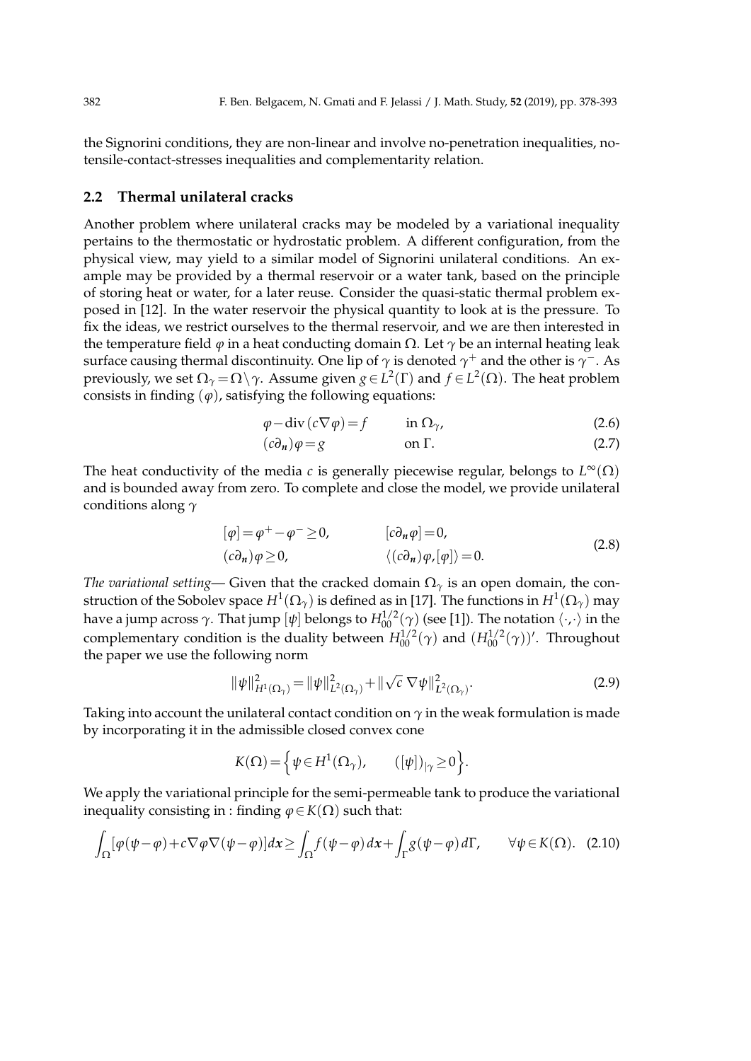the Signorini conditions, they are non-linear and involve no-penetration inequalities, no-tensile-contact-stresses inequalities and complementarity relation.

### 2.2 Thermal unilateral cracks

Another problem where unilateral cracks may be modeled by a variational inequality pertains to the thermostatic or hydrostatic problem. A different configuration, from the physical view, may yield to a similar model of Signorini unilateral conditions. An example may be provided by a thermal reservoir or a water tank, based on the principle of storing heat or water, for a later reuse. Consider the quasi-static thermal problem exposed in [12]. In the water reservoir the physical quantity to look at is the pressure. To fix the ideas, we restrict ourselves to the thermal reservoir, and we are then interested in the temperature field $\varphi$ in a heat conducting domain $\Omega$. Let $\gamma$ be an internal heating leak surface causing thermal discontinuity. One lip of $\gamma$ is denoted $\gamma^+$ and the other is $\gamma^-$. As previously, we set $\Omega_\gamma = \Omega \setminus \gamma$. Assume given $g \in L^2(\Gamma)$ and $f \in L^2(\Omega)$. The heat problem consists in finding $(\varphi)$, satisfying the following equations:

$$\varphi - \operatorname{div}(c\nabla\varphi) = f \qquad \text{in } \Omega_\gamma, \tag{2.6}$$

$$(c\partial_{\boldsymbol{n}})\varphi = g \qquad \text{on } \Gamma. \tag{2.7}$$

The heat conductivity of the media $c$ is generally piecewise regular, belongs to $L^\infty(\Omega)$ and is bounded away from zero. To complete and close the model, we provide unilateral conditions along $\gamma$

$$\begin{aligned} &[\varphi] = \varphi^+ - \varphi^- \geq 0, && [c\partial_{\boldsymbol{n}}\varphi] = 0, \\ &(c\partial_{\boldsymbol{n}})\varphi \geq 0, && \langle (c\partial_{\boldsymbol{n}})\varphi, [\varphi] \rangle = 0. \end{aligned} \tag{2.8}$$

*The variational setting*— Given that the cracked domain $\Omega_\gamma$ is an open domain, the construction of the Sobolev space $H^1(\Omega_\gamma)$ is defined as in [17]. The functions in $H^1(\Omega_\gamma)$ may have a jump across $\gamma$. That jump $[\psi]$ belongs to $H^{1/2}_{00}(\gamma)$ (see [1]). The notation $\langle \cdot,\cdot \rangle$ in the complementary condition is the duality between $H^{1/2}_{00}(\gamma)$ and $(H^{1/2}_{00}(\gamma))'$. Throughout the paper we use the following norm

$$\|\psi\|^2_{H^1(\Omega_\gamma)} = \|\psi\|^2_{L^2(\Omega_\gamma)} + \|\sqrt{c}\,\nabla\psi\|^2_{\boldsymbol{L}^2(\Omega_\gamma)}. \tag{2.9}$$

Taking into account the unilateral contact condition on $\gamma$ in the weak formulation is made by incorporating it in the admissible closed convex cone

$$K(\Omega) = \Big\{ \psi \in H^1(\Omega_\gamma), \qquad ([\psi])_{|\gamma} \geq 0 \Big\}.$$

We apply the variational principle for the semi-permeable tank to produce the variational inequality consisting in : finding $\varphi \in K(\Omega)$ such that:

$$\int_\Omega [\varphi(\psi-\varphi) + c\nabla\varphi\nabla(\psi-\varphi)]d\boldsymbol{x} \geq \int_\Omega f(\psi-\varphi)\,d\boldsymbol{x} + \int_\Gamma g(\psi-\varphi)\,d\Gamma, \qquad \forall \psi \in K(\Omega). \tag{2.10}$$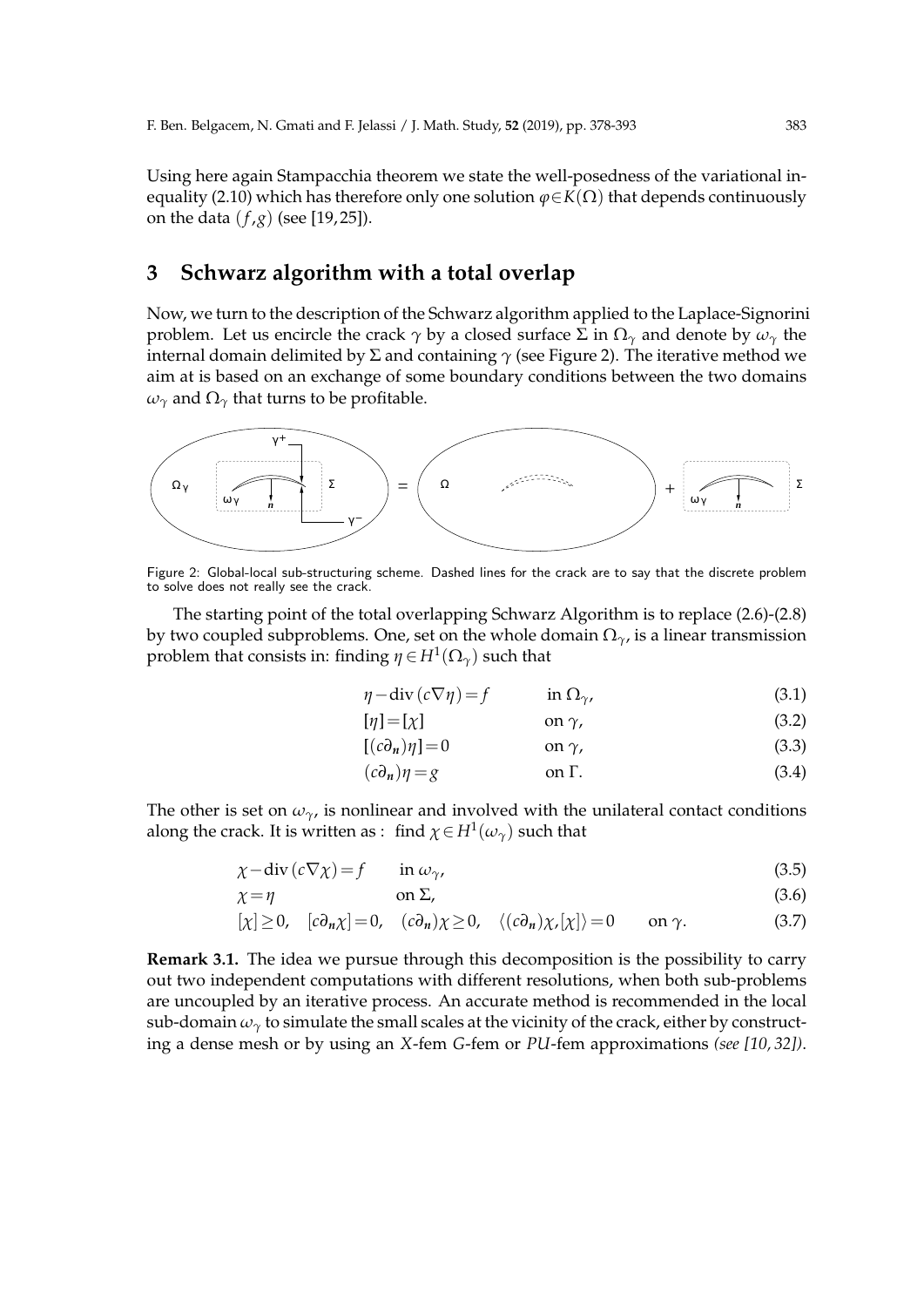Using here again Stampacchia theorem we state the well-posedness of the variational inequality (2.10) which has therefore only one solution $\varphi\in K(\Omega)$ that depends continuously on the data $(f,g)$ (see [19,25]).

# 3 Schwarz algorithm with a total overlap

Now, we turn to the description of the Schwarz algorithm applied to the Laplace-Signorini problem. Let us encircle the crack $\gamma$ by a closed surface $\Sigma$ in $\Omega_\gamma$ and denote by $\omega_\gamma$ the internal domain delimited by $\Sigma$ and containing $\gamma$ (see Figure 2). The iterative method we aim at is based on an exchange of some boundary conditions between the two domains $\omega_\gamma$ and $\Omega_\gamma$ that turns to be profitable.

Figure 2: Global-local sub-structuring scheme. Dashed lines for the crack are to say that the discrete problem to solve does not really see the crack.

The starting point of the total overlapping Schwarz Algorithm is to replace (2.6)-(2.8) by two coupled subproblems. One, set on the whole domain $\Omega_\gamma$, is a linear transmission problem that consists in: finding $\eta\in H^1(\Omega_\gamma)$ such that

$$\eta-\operatorname{div}(c\nabla\eta)=f \qquad \text{in } \Omega_\gamma, \tag{3.1}$$

$$[\eta]=[\chi] \qquad \text{on } \gamma, \tag{3.2}$$

$$[(c\partial_{\boldsymbol{n}})\eta]=0 \qquad \text{on } \gamma, \tag{3.3}$$

$$(c\partial_{\boldsymbol{n}})\eta=g \qquad \text{on } \Gamma. \tag{3.4}$$

The other is set on $\omega_\gamma$, is nonlinear and involved with the unilateral contact conditions along the crack. It is written as : find $\chi\in H^1(\omega_\gamma)$ such that

$$\chi-\operatorname{div}(c\nabla\chi)=f \qquad \text{in } \omega_\gamma, \tag{3.5}$$

$$\chi=\eta \qquad \text{on } \Sigma, \tag{3.6}$$

$$[\chi]\geq 0, \quad [c\partial_{\boldsymbol{n}}\chi]=0, \quad (c\partial_{\boldsymbol{n}})\chi\geq 0, \quad \langle (c\partial_{\boldsymbol{n}})\chi,[\chi]\rangle=0 \qquad \text{on } \gamma. \tag{3.7}$$

**Remark 3.1.** The idea we pursue through this decomposition is the possibility to carry out two independent computations with different resolutions, when both sub-problems are uncoupled by an iterative process. An accurate method is recommended in the local sub-domain $\omega_\gamma$ to simulate the small scales at the vicinity of the crack, either by constructing a dense mesh or by using an $X$-fem $G$-fem or $PU$-fem approximations *(see [10,32]).*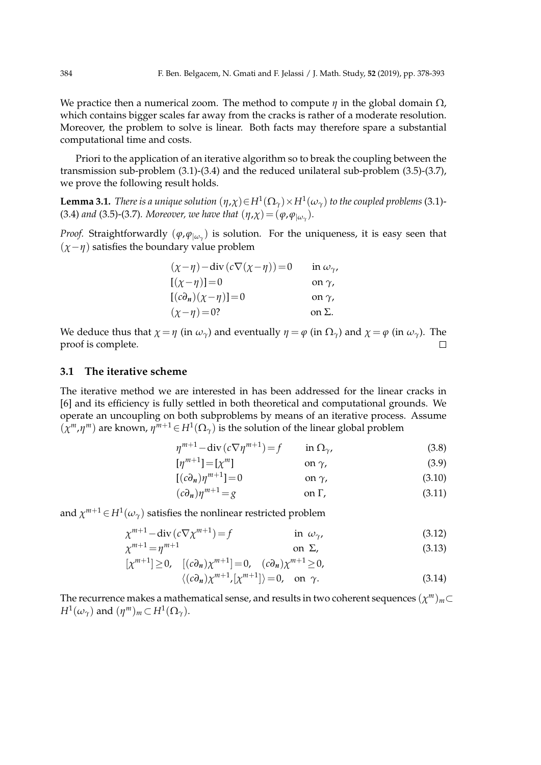We practice then a numerical zoom. The method to compute $\eta$ in the global domain $\Omega$, which contains bigger scales far away from the cracks is rather of a moderate resolution. Moreover, the problem to solve is linear. Both facts may therefore spare a substantial computational time and costs.

Priori to the application of an iterative algorithm so to break the coupling between the transmission sub-problem (3.1)-(3.4) and the reduced unilateral sub-problem (3.5)-(3.7), we prove the following result holds.

**Lemma 3.1.** *There is a unique solution* $(\eta,\chi)\in H^1(\Omega_\gamma)\times H^1(\omega_\gamma)$ *to the coupled problems* (3.1)-(3.4) *and* (3.5)-(3.7)*. Moreover, we have that* $(\eta,\chi)=(\varphi,\varphi_{|\omega_\gamma})$*.*

*Proof.* Straightforwardly $(\varphi,\varphi_{|\omega_\gamma})$ is solution. For the uniqueness, it is easy seen that $(\chi-\eta)$ satisfies the boundary value problem

$$
\begin{aligned}
&(\chi-\eta)-\mathrm{div}\,(c\nabla(\chi-\eta))=0 && \text{in } \omega_\gamma,\\
&[(\chi-\eta)]=0 && \text{on } \gamma,\\
&[(c\partial_{\boldsymbol{n}})(\chi-\eta)]=0 && \text{on } \gamma,\\
&(\chi-\eta)=0? && \text{on } \Sigma.
\end{aligned}
$$

We deduce thus that $\chi=\eta$ (in $\omega_\gamma$) and eventually $\eta=\varphi$ (in $\Omega_\gamma$) and $\chi=\varphi$ (in $\omega_\gamma$). The proof is complete. $\square$

## 3.1 The iterative scheme

The iterative method we are interested in has been addressed for the linear cracks in [6] and its efficiency is fully settled in both theoretical and computational grounds. We operate an uncoupling on both subproblems by means of an iterative process. Assume $(\chi^m,\eta^m)$ are known, $\eta^{m+1}\in H^1(\Omega_\gamma)$ is the solution of the linear global problem

$$
\begin{aligned}
&\eta^{m+1}-\mathrm{div}\,(c\nabla\eta^{m+1})=f && \text{in } \Omega_\gamma, && (3.8)\\
&[\eta^{m+1}]=[\chi^m] && \text{on } \gamma, && (3.9)\\
&[(c\partial_{\boldsymbol{n}})\eta^{m+1}]=0 && \text{on } \gamma, && (3.10)\\
&(c\partial_{\boldsymbol{n}})\eta^{m+1}=g && \text{on } \Gamma, && (3.11)
\end{aligned}
$$

and $\chi^{m+1}\in H^1(\omega_\gamma)$ satisfies the nonlinear restricted problem

$$
\begin{aligned}
&\chi^{m+1}-\mathrm{div}\,(c\nabla\chi^{m+1})=f && \text{in } \omega_\gamma, && (3.12)\\
&\chi^{m+1}=\eta^{m+1} && \text{on } \Sigma, && (3.13)\\
&[\chi^{m+1}]\geq 0,\quad [(c\partial_{\boldsymbol{n}})\chi^{m+1}]=0,\quad (c\partial_{\boldsymbol{n}})\chi^{m+1}\geq 0, && &&\\
&\qquad\langle(c\partial_{\boldsymbol{n}})\chi^{m+1},[\chi^{m+1}]\rangle=0, && \text{on } \gamma. && (3.14)
\end{aligned}
$$

The recurrence makes a mathematical sense, and results in two coherent sequences $(\chi^m)_m\subset H^1(\omega_\gamma)$ and $(\eta^m)_m\subset H^1(\Omega_\gamma)$.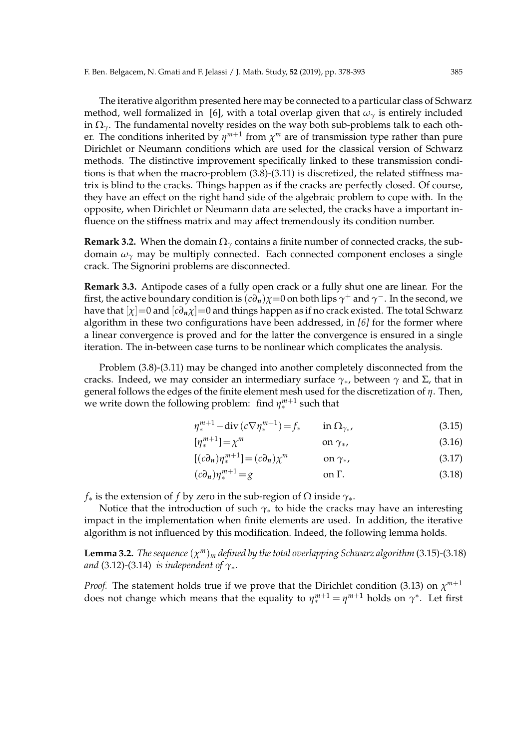The iterative algorithm presented here may be connected to a particular class of Schwarz method, well formalized in [6], with a total overlap given that $\omega_\gamma$ is entirely included in $\Omega_\gamma$. The fundamental novelty resides on the way both sub-problems talk to each other. The conditions inherited by $\eta^{m+1}$ from $\chi^m$ are of transmission type rather than pure Dirichlet or Neumann conditions which are used for the classical version of Schwarz methods. The distinctive improvement specifically linked to these transmission conditions is that when the macro-problem (3.8)-(3.11) is discretized, the related stiffness matrix is blind to the cracks. Things happen as if the cracks are perfectly closed. Of course, they have an effect on the right hand side of the algebraic problem to cope with. In the opposite, when Dirichlet or Neumann data are selected, the cracks have a important influence on the stiffness matrix and may affect tremendously its condition number.

**Remark 3.2.** When the domain $\Omega_\gamma$ contains a finite number of connected cracks, the subdomain $\omega_\gamma$ may be multiply connected. Each connected component encloses a single crack. The Signorini problems are disconnected.

**Remark 3.3.** Antipode cases of a fully open crack or a fully shut one are linear. For the first, the active boundary condition is $(c\partial_{\boldsymbol{n}})\chi=0$ on both lips $\gamma^+$ and $\gamma^-$. In the second, we have that $[\chi]=0$ and $[c\partial_{\boldsymbol{n}}\chi]=0$ and things happen as if no crack existed. The total Schwarz algorithm in these two configurations have been addressed, in *[6]* for the former where a linear convergence is proved and for the latter the convergence is ensured in a single iteration. The in-between case turns to be nonlinear which complicates the analysis.

Problem (3.8)-(3.11) may be changed into another completely disconnected from the cracks. Indeed, we may consider an intermediary surface $\gamma_*$, between $\gamma$ and $\Sigma$, that in general follows the edges of the finite element mesh used for the discretization of $\eta$. Then, we write down the following problem: find $\eta_*^{m+1}$ such that

$$\eta_*^{m+1} - \operatorname{div}(c\nabla\eta_*^{m+1}) = f_* \qquad \text{in } \Omega_{\gamma_*}, \tag{3.15}$$

$$[\eta_*^{m+1}] = \chi^m \qquad \text{on } \gamma_*, \tag{3.16}$$

$$[(c\partial_{\boldsymbol{n}})\eta_*^{m+1}] = (c\partial_{\boldsymbol{n}})\chi^m \qquad \text{on } \gamma_*, \tag{3.17}$$

$$(c\partial_{\boldsymbol{n}})\eta_*^{m+1} = g \qquad \text{on } \Gamma. \tag{3.18}$$

$f_*$ is the extension of $f$ by zero in the sub-region of $\Omega$ inside $\gamma_*$.

Notice that the introduction of such $\gamma_*$ to hide the cracks may have an interesting impact in the implementation when finite elements are used. In addition, the iterative algorithm is not influenced by this modification. Indeed, the following lemma holds.

**Lemma 3.2.** *The sequence $(\chi^m)_m$ defined by the total overlapping Schwarz algorithm* (3.15)-(3.18) *and* (3.12)-(3.14) *is independent of $\gamma_*$.*

*Proof.* The statement holds true if we prove that the Dirichlet condition (3.13) on $\chi^{m+1}$ does not change which means that the equality to $\eta_*^{m+1} = \eta^{m+1}$ holds on $\gamma^*$. Let first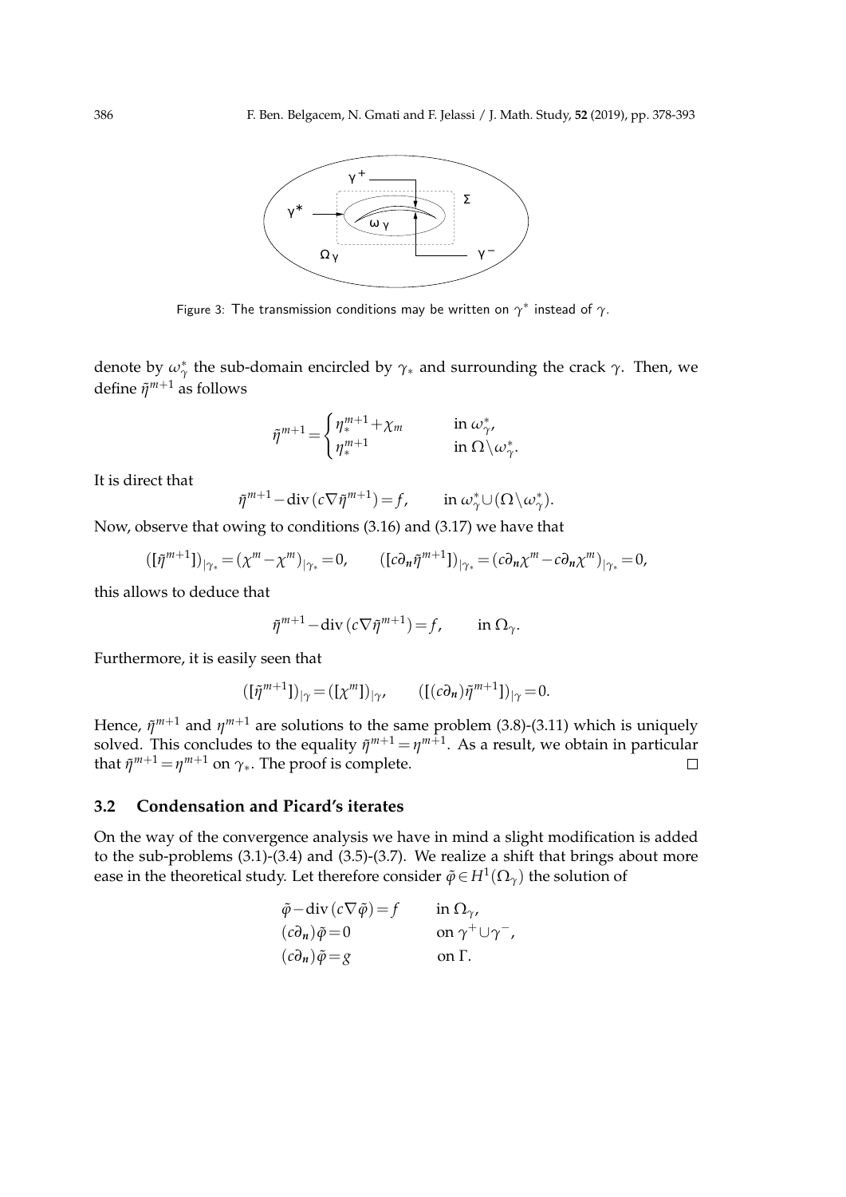Figure 3: The transmission conditions may be written on $\gamma^*$ instead of $\gamma$.

denote by $\omega_\gamma^*$ the sub-domain encircled by $\gamma_*$ and surrounding the crack $\gamma$. Then, we define $\tilde{\eta}^{m+1}$ as follows

$$\tilde{\eta}^{m+1} = \begin{cases} \eta_*^{m+1} + \chi_m & \text{in } \omega_\gamma^*, \\ \eta_*^{m+1} & \text{in } \Omega \backslash \omega_\gamma^*. \end{cases}$$

It is direct that

$$\tilde{\eta}^{m+1} - \operatorname{div}(c\nabla\tilde{\eta}^{m+1}) = f, \qquad \text{in } \omega_\gamma^* \cup (\Omega \backslash \omega_\gamma^*).$$

Now, observe that owing to conditions (3.16) and (3.17) we have that

$$([\tilde{\eta}^{m+1}])_{|\gamma_*} = (\chi^m - \chi^m)_{|\gamma_*} = 0, \qquad ([c\partial_{\boldsymbol{n}}\tilde{\eta}^{m+1}])_{|\gamma_*} = (c\partial_{\boldsymbol{n}}\chi^m - c\partial_{\boldsymbol{n}}\chi^m)_{|\gamma_*} = 0,$$

this allows to deduce that

$$\tilde{\eta}^{m+1} - \operatorname{div}(c\nabla\tilde{\eta}^{m+1}) = f, \qquad \text{in } \Omega_\gamma.$$

Furthermore, it is easily seen that

$$([\tilde{\eta}^{m+1}])_{|\gamma} = ([\chi^m])_{|\gamma}, \qquad ([(c\partial_{\boldsymbol{n}})\tilde{\eta}^{m+1}])_{|\gamma} = 0.$$

Hence, $\tilde{\eta}^{m+1}$ and $\eta^{m+1}$ are solutions to the same problem (3.8)-(3.11) which is uniquely solved. This concludes to the equality $\tilde{\eta}^{m+1} = \eta^{m+1}$. As a result, we obtain in particular that $\tilde{\eta}^{m+1} = \eta^{m+1}$ on $\gamma_*$. The proof is complete. $\square$

### 3.2 Condensation and Picard's iterates

On the way of the convergence analysis we have in mind a slight modification is added to the sub-problems (3.1)-(3.4) and (3.5)-(3.7). We realize a shift that brings about more ease in the theoretical study. Let therefore consider $\tilde{\varphi} \in H^1(\Omega_\gamma)$ the solution of

$$\begin{aligned} &\tilde{\varphi} - \operatorname{div}(c\nabla\tilde{\varphi}) = f && \text{in } \Omega_\gamma, \\ &(c\partial_{\boldsymbol{n}})\tilde{\varphi} = 0 && \text{on } \gamma^+ \cup \gamma^-, \\ &(c\partial_{\boldsymbol{n}})\tilde{\varphi} = g && \text{on } \Gamma. \end{aligned}$$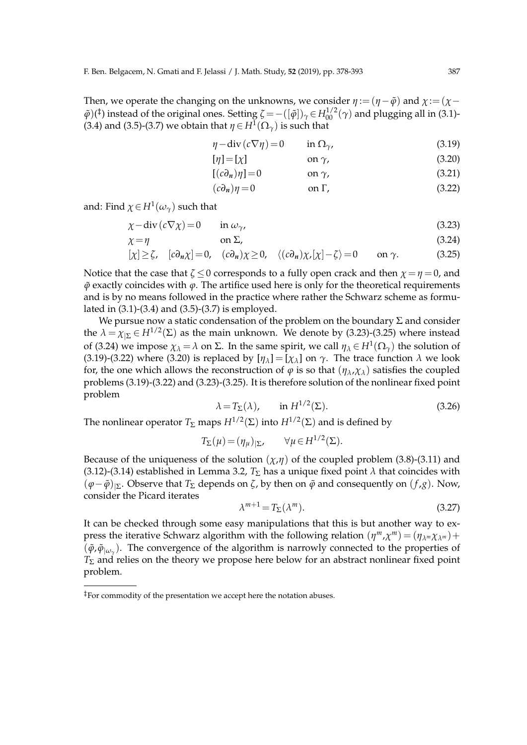Then, we operate the changing on the unknowns, we consider $\eta := (\eta - \tilde{\varphi})$ and $\chi := (\chi - \tilde{\varphi})$([‡]) instead of the original ones. Setting $\zeta = -([\tilde{\varphi}])_\gamma \in H_{00}^{1/2}(\gamma)$ and plugging all in (3.1)-(3.4) and (3.5)-(3.7) we obtain that $\eta \in H^1(\Omega_\gamma)$ is such that

$$\eta - \operatorname{div}(c\nabla\eta) = 0 \qquad \text{in } \Omega_\gamma, \tag{3.19}$$

$$[\eta] = [\chi] \qquad \text{on } \gamma, \tag{3.20}$$

$$[(c\partial_{\boldsymbol{n}})\eta] = 0 \qquad \text{on } \gamma, \tag{3.21}$$

$$(c\partial_{\boldsymbol{n}})\eta = 0 \qquad \text{on } \Gamma, \tag{3.22}$$

and: Find $\chi \in H^1(\omega_\gamma)$ such that

$$\chi - \operatorname{div}(c\nabla\chi) = 0 \qquad \text{in } \omega_\gamma, \tag{3.23}$$

$$\chi = \eta \qquad \text{on } \Sigma, \tag{3.24}$$

$$[\chi] \geq \zeta, \quad [c\partial_{\boldsymbol{n}}\chi] = 0, \quad (c\partial_{\boldsymbol{n}})\chi \geq 0, \quad \langle (c\partial_{\boldsymbol{n}})\chi, [\chi] - \zeta \rangle = 0 \qquad \text{on } \gamma. \tag{3.25}$$

Notice that the case that $\zeta \leq 0$ corresponds to a fully open crack and then $\chi = \eta = 0$, and $\tilde{\varphi}$ exactly coincides with $\varphi$. The artifice used here is only for the theoretical requirements and is by no means followed in the practice where rather the Schwarz scheme as formulated in (3.1)-(3.4) and (3.5)-(3.7) is employed.

We pursue now a static condensation of the problem on the boundary $\Sigma$ and consider the $\lambda = \chi_{|\Sigma} \in H^{1/2}(\Sigma)$ as the main unknown. We denote by (3.23)-(3.25) where instead of (3.24) we impose $\chi_\lambda = \lambda$ on $\Sigma$. In the same spirit, we call $\eta_\lambda \in H^1(\Omega_\gamma)$ the solution of (3.19)-(3.22) where (3.20) is replaced by $[\eta_\lambda] = [\chi_\lambda]$ on $\gamma$. The trace function $\lambda$ we look for, the one which allows the reconstruction of $\varphi$ is so that $(\eta_\lambda, \chi_\lambda)$ satisfies the coupled problems (3.19)-(3.22) and (3.23)-(3.25). It is therefore solution of the nonlinear fixed point problem

$$\lambda = T_\Sigma(\lambda), \qquad \text{in } H^{1/2}(\Sigma). \tag{3.26}$$

The nonlinear operator $T_\Sigma$ maps $H^{1/2}(\Sigma)$ into $H^{1/2}(\Sigma)$ and is defined by

$$T_\Sigma(\mu) = (\eta_\mu)_{|\Sigma}, \qquad \forall \mu \in H^{1/2}(\Sigma).$$

Because of the uniqueness of the solution $(\chi, \eta)$ of the coupled problem (3.8)-(3.11) and (3.12)-(3.14) established in Lemma 3.2, $T_\Sigma$ has a unique fixed point $\lambda$ that coincides with $(\varphi - \tilde{\varphi})_{|\Sigma}$. Observe that $T_\Sigma$ depends on $\zeta$, by then on $\tilde{\varphi}$ and consequently on $(f,g)$. Now, consider the Picard iterates

$$\lambda^{m+1} = T_\Sigma(\lambda^m). \tag{3.27}$$

It can be checked through some easy manipulations that this is but another way to express the iterative Schwarz algorithm with the following relation $(\eta^m, \chi^m) = (\eta_{\lambda^m} \chi_{\lambda^m}) + (\tilde{\varphi}, \tilde{\varphi}_{|\omega_\gamma})$. The convergence of the algorithm is narrowly connected to the properties of $T_\Sigma$ and relies on the theory we propose here below for an abstract nonlinear fixed point problem.

---

[‡]For commodity of the presentation we accept here the notation abuses.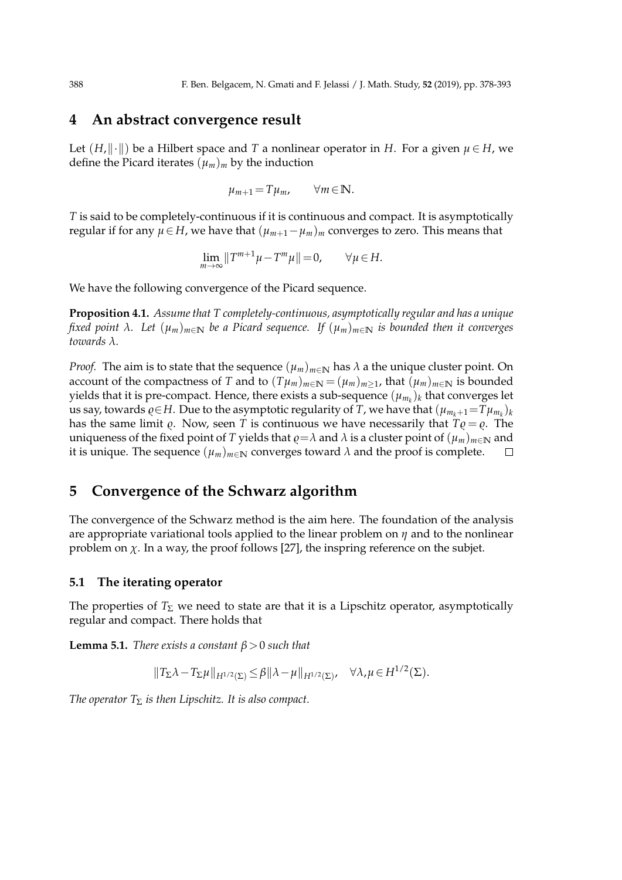## 4 An abstract convergence result

Let $(H,\|\cdot\|)$ be a Hilbert space and $T$ a nonlinear operator in $H$. For a given $\mu\in H$, we define the Picard iterates $(\mu_m)_m$ by the induction

$$\mu_{m+1}=T\mu_m, \qquad \forall m\in\mathbb{N}.$$

$T$ is said to be completely-continuous if it is continuous and compact. It is asymptotically regular if for any $\mu\in H$, we have that $(\mu_{m+1}-\mu_m)_m$ converges to zero. This means that

$$\lim_{m\to\infty}\|T^{m+1}\mu-T^m\mu\|=0, \qquad \forall \mu\in H.$$

We have the following convergence of the Picard sequence.

**Proposition 4.1.** *Assume that $T$ completely-continuous, asymptotically regular and has a unique fixed point $\lambda$. Let $(\mu_m)_{m\in\mathbb{N}}$ be a Picard sequence. If $(\mu_m)_{m\in\mathbb{N}}$ is bounded then it converges towards $\lambda$.*

*Proof.* The aim is to state that the sequence $(\mu_m)_{m\in\mathbb{N}}$ has $\lambda$ a the unique cluster point. On account of the compactness of $T$ and to $(T\mu_m)_{m\in\mathbb{N}}=(\mu_m)_{m\geq 1}$, that $(\mu_m)_{m\in\mathbb{N}}$ is bounded yields that it is pre-compact. Hence, there exists a sub-sequence $(\mu_{m_k})_k$ that converges let us say, towards $\varrho\in H$. Due to the asymptotic regularity of $T$, we have that $(\mu_{m_k+1}=T\mu_{m_k})_k$ has the same limit $\varrho$. Now, seen $T$ is continuous we have necessarily that $T\varrho=\varrho$. The uniqueness of the fixed point of $T$ yields that $\varrho=\lambda$ and $\lambda$ is a cluster point of $(\mu_m)_{m\in\mathbb{N}}$ and it is unique. The sequence $(\mu_m)_{m\in\mathbb{N}}$ converges toward $\lambda$ and the proof is complete. □

## 5 Convergence of the Schwarz algorithm

The convergence of the Schwarz method is the aim here. The foundation of the analysis are appropriate variational tools applied to the linear problem on $\eta$ and to the nonlinear problem on $\chi$. In a way, the proof follows [27], the inspring reference on the subjet.

### 5.1 The iterating operator

The properties of $T_\Sigma$ we need to state are that it is a Lipschitz operator, asymptotically regular and compact. There holds that

**Lemma 5.1.** *There exists a constant $\beta>0$ such that*

$$\|T_\Sigma\lambda-T_\Sigma\mu\|_{H^{1/2}(\Sigma)}\leq\beta\|\lambda-\mu\|_{H^{1/2}(\Sigma)}, \quad \forall\lambda,\mu\in H^{1/2}(\Sigma).$$

*The operator $T_\Sigma$ is then Lipschitz. It is also compact.*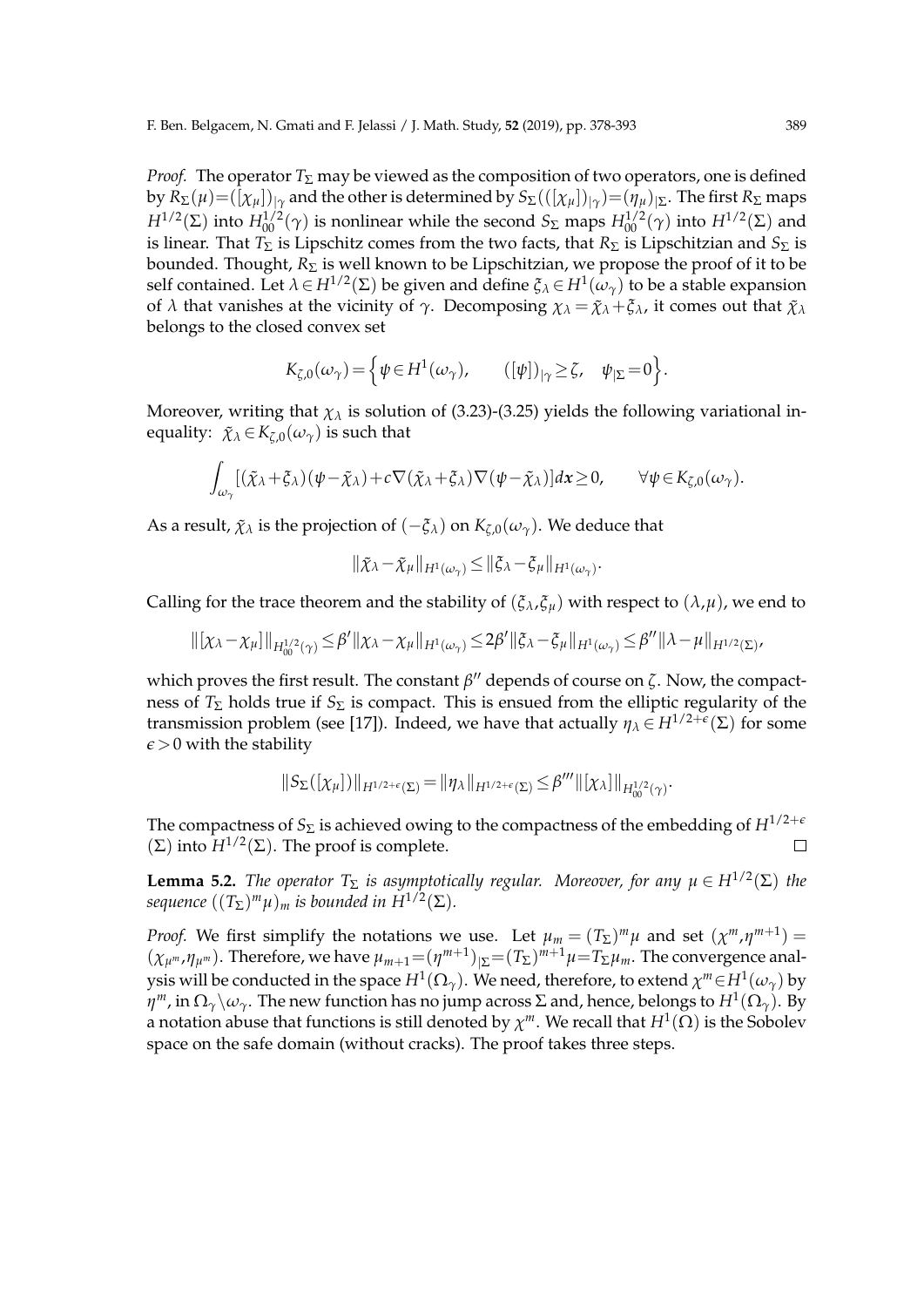*Proof.* The operator $T_\Sigma$ may be viewed as the composition of two operators, one is defined by $R_\Sigma(\mu)=([\chi_\mu])_{|\gamma}$ and the other is determined by $S_\Sigma(([\chi_\mu])_{|\gamma})=(\eta_\mu)_{|\Sigma}$. The first $R_\Sigma$ maps $H^{1/2}(\Sigma)$ into $H^{1/2}_{00}(\gamma)$ is nonlinear while the second $S_\Sigma$ maps $H^{1/2}_{00}(\gamma)$ into $H^{1/2}(\Sigma)$ and is linear. That $T_\Sigma$ is Lipschitz comes from the two facts, that $R_\Sigma$ is Lipschitzian and $S_\Sigma$ is bounded. Thought, $R_\Sigma$ is well known to be Lipschitzian, we propose the proof of it to be self contained. Let $\lambda\in H^{1/2}(\Sigma)$ be given and define $\xi_\lambda\in H^1(\omega_\gamma)$ to be a stable expansion of $\lambda$ that vanishes at the vicinity of $\gamma$. Decomposing $\chi_\lambda=\tilde{\chi}_\lambda+\xi_\lambda$, it comes out that $\tilde{\chi}_\lambda$ belongs to the closed convex set

$$K_{\zeta,0}(\omega_\gamma)=\Big\{\psi\in H^1(\omega_\gamma),\qquad ([\psi])_{|\gamma}\geq\zeta,\quad \psi_{|\Sigma}=0\Big\}.$$

Moreover, writing that $\chi_\lambda$ is solution of (3.23)-(3.25) yields the following variational inequality: $\tilde{\chi}_\lambda\in K_{\zeta,0}(\omega_\gamma)$ is such that

$$\int_{\omega_\gamma}[(\tilde{\chi}_\lambda+\xi_\lambda)(\psi-\tilde{\chi}_\lambda)+c\nabla(\tilde{\chi}_\lambda+\xi_\lambda)\nabla(\psi-\tilde{\chi}_\lambda)]d\mathbf{x}\geq 0,\qquad \forall\psi\in K_{\zeta,0}(\omega_\gamma).$$

As a result, $\tilde{\chi}_\lambda$ is the projection of $(-\xi_\lambda)$ on $K_{\zeta,0}(\omega_\gamma)$. We deduce that

$$\|\tilde{\chi}_\lambda-\tilde{\chi}_\mu\|_{H^1(\omega_\gamma)}\leq\|\xi_\lambda-\xi_\mu\|_{H^1(\omega_\gamma)}.$$

Calling for the trace theorem and the stability of $(\xi_\lambda,\xi_\mu)$ with respect to $(\lambda,\mu)$, we end to

$$\|[\chi_\lambda-\chi_\mu]\|_{H^{1/2}_{00}(\gamma)}\leq\beta'\|\chi_\lambda-\chi_\mu\|_{H^1(\omega_\gamma)}\leq 2\beta'\|\xi_\lambda-\xi_\mu\|_{H^1(\omega_\gamma)}\leq\beta''\|\lambda-\mu\|_{H^{1/2}(\Sigma)},$$

which proves the first result. The constant $\beta''$ depends of course on $\zeta$. Now, the compactness of $T_\Sigma$ holds true if $S_\Sigma$ is compact. This is ensued from the elliptic regularity of the transmission problem (see [17]). Indeed, we have that actually $\eta_\lambda\in H^{1/2+\epsilon}(\Sigma)$ for some $\epsilon>0$ with the stability

$$\|S_\Sigma([\chi_\mu])\|_{H^{1/2+\epsilon}(\Sigma)}=\|\eta_\lambda\|_{H^{1/2+\epsilon}(\Sigma)}\leq\beta'''\|[\chi_\lambda]\|_{H^{1/2}_{00}(\gamma)}.$$

The compactness of $S_\Sigma$ is achieved owing to the compactness of the embedding of $H^{1/2+\epsilon}(\Sigma)$ into $H^{1/2}(\Sigma)$. The proof is complete. $\square$

**Lemma 5.2.** *The operator $T_\Sigma$ is asymptotically regular. Moreover, for any $\mu\in H^{1/2}(\Sigma)$ the sequence $((T_\Sigma)^m\mu)_m$ is bounded in $H^{1/2}(\Sigma)$.*

*Proof.* We first simplify the notations we use. Let $\mu_m=(T_\Sigma)^m\mu$ and set $(\chi^m,\eta^{m+1})=(\chi_{\mu^m},\eta_{\mu^m})$. Therefore, we have $\mu_{m+1}=(\eta^{m+1})_{|\Sigma}=(T_\Sigma)^{m+1}\mu=T_\Sigma\mu_m$. The convergence analysis will be conducted in the space $H^1(\Omega_\gamma)$. We need, therefore, to extend $\chi^m\in H^1(\omega_\gamma)$ by $\eta^m$, in $\Omega_\gamma\setminus\omega_\gamma$. The new function has no jump across $\Sigma$ and, hence, belongs to $H^1(\Omega_\gamma)$. By a notation abuse that functions is still denoted by $\chi^m$. We recall that $H^1(\Omega)$ is the Sobolev space on the safe domain (without cracks). The proof takes three steps.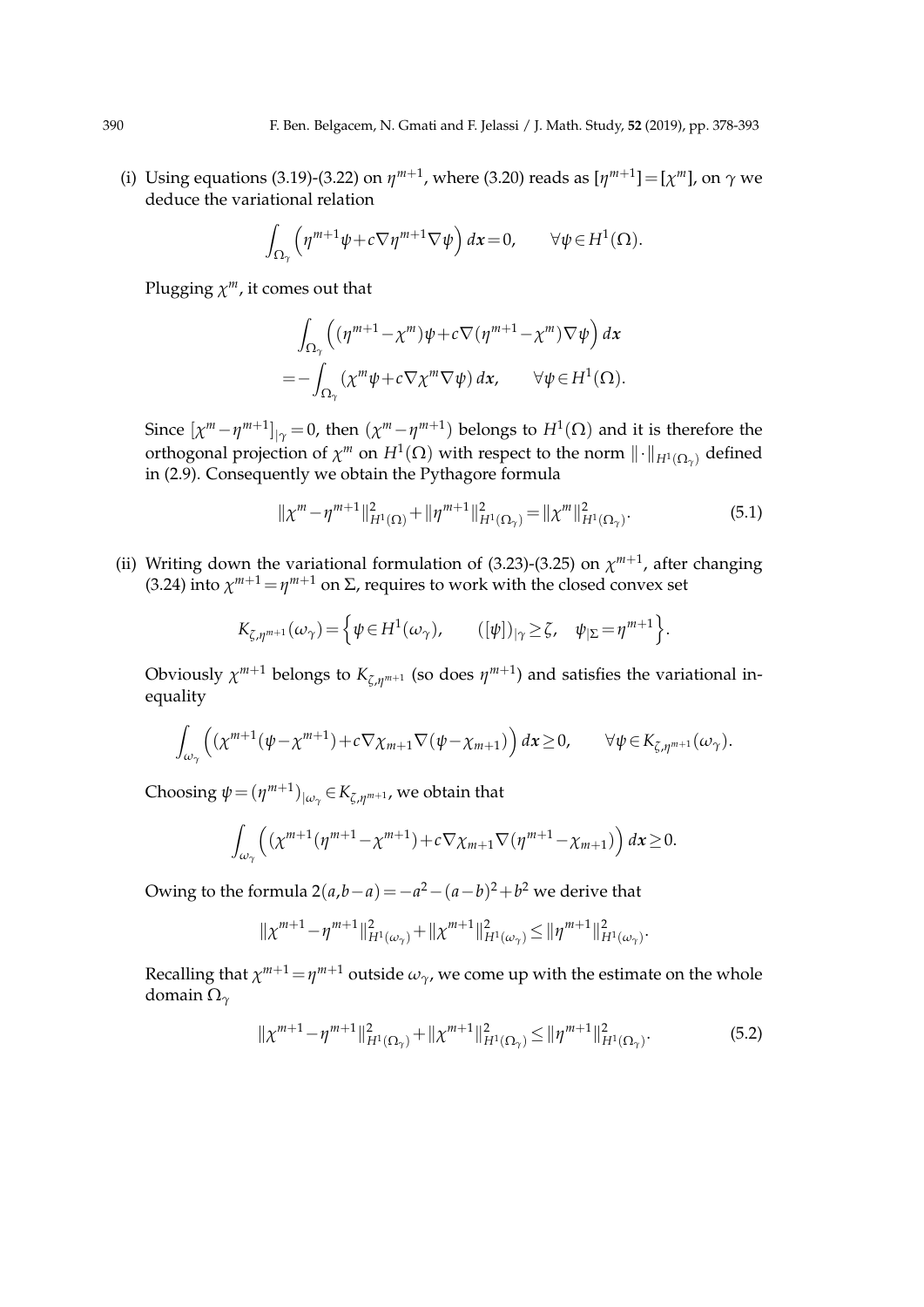(i) Using equations (3.19)-(3.22) on $\eta^{m+1}$, where (3.20) reads as $[\eta^{m+1}]=[\chi^m]$, on $\gamma$ we deduce the variational relation

$$\int_{\Omega_\gamma} \Big( \eta^{m+1}\psi + c\nabla\eta^{m+1}\nabla\psi \Big)\, d\boldsymbol{x} = 0, \qquad \forall \psi \in H^1(\Omega).$$

Plugging $\chi^m$, it comes out that

$$\begin{aligned}
&\int_{\Omega_\gamma} \Big( (\eta^{m+1}-\chi^m)\psi + c\nabla(\eta^{m+1}-\chi^m)\nabla\psi \Big)\, d\boldsymbol{x} \\
&= -\int_{\Omega_\gamma} (\chi^m\psi + c\nabla\chi^m\nabla\psi)\, d\boldsymbol{x}, \qquad \forall \psi \in H^1(\Omega).
\end{aligned}$$

Since $[\chi^m - \eta^{m+1}]_{|\gamma} = 0$, then $(\chi^m - \eta^{m+1})$ belongs to $H^1(\Omega)$ and it is therefore the orthogonal projection of $\chi^m$ on $H^1(\Omega)$ with respect to the norm $\|\cdot\|_{H^1(\Omega_\gamma)}$ defined in (2.9). Consequently we obtain the Pythagore formula

$$\|\chi^m - \eta^{m+1}\|^2_{H^1(\Omega)} + \|\eta^{m+1}\|^2_{H^1(\Omega_\gamma)} = \|\chi^m\|^2_{H^1(\Omega_\gamma)}. \tag{5.1}$$

(ii) Writing down the variational formulation of (3.23)-(3.25) on $\chi^{m+1}$, after changing (3.24) into $\chi^{m+1} = \eta^{m+1}$ on $\Sigma$, requires to work with the closed convex set

$$K_{\zeta,\eta^{m+1}}(\omega_\gamma) = \Big\{ \psi \in H^1(\omega_\gamma), \qquad ([\psi])_{|\gamma} \geq \zeta, \quad \psi_{|\Sigma} = \eta^{m+1} \Big\}.$$

Obviously $\chi^{m+1}$ belongs to $K_{\zeta,\eta^{m+1}}$ (so does $\eta^{m+1}$) and satisfies the variational inequality

$$\int_{\omega_\gamma} \Big( (\chi^{m+1}(\psi - \chi^{m+1}) + c\nabla\chi_{m+1}\nabla(\psi - \chi_{m+1}) \Big)\, d\boldsymbol{x} \geq 0, \qquad \forall \psi \in K_{\zeta,\eta^{m+1}}(\omega_\gamma).$$

Choosing $\psi = (\eta^{m+1})_{|\omega_\gamma} \in K_{\zeta,\eta^{m+1}}$, we obtain that

$$\int_{\omega_\gamma} \Big( (\chi^{m+1}(\eta^{m+1} - \chi^{m+1}) + c\nabla\chi_{m+1}\nabla(\eta^{m+1} - \chi_{m+1}) \Big)\, d\boldsymbol{x} \geq 0.$$

Owing to the formula $2(a,b-a) = -a^2 - (a-b)^2 + b^2$ we derive that

$$\|\chi^{m+1} - \eta^{m+1}\|^2_{H^1(\omega_\gamma)} + \|\chi^{m+1}\|^2_{H^1(\omega_\gamma)} \leq \|\eta^{m+1}\|^2_{H^1(\omega_\gamma)}.$$

Recalling that $\chi^{m+1} = \eta^{m+1}$ outside $\omega_\gamma$, we come up with the estimate on the whole domain $\Omega_\gamma$

$$\|\chi^{m+1} - \eta^{m+1}\|^2_{H^1(\Omega_\gamma)} + \|\chi^{m+1}\|^2_{H^1(\Omega_\gamma)} \leq \|\eta^{m+1}\|^2_{H^1(\Omega_\gamma)}. \tag{5.2}$$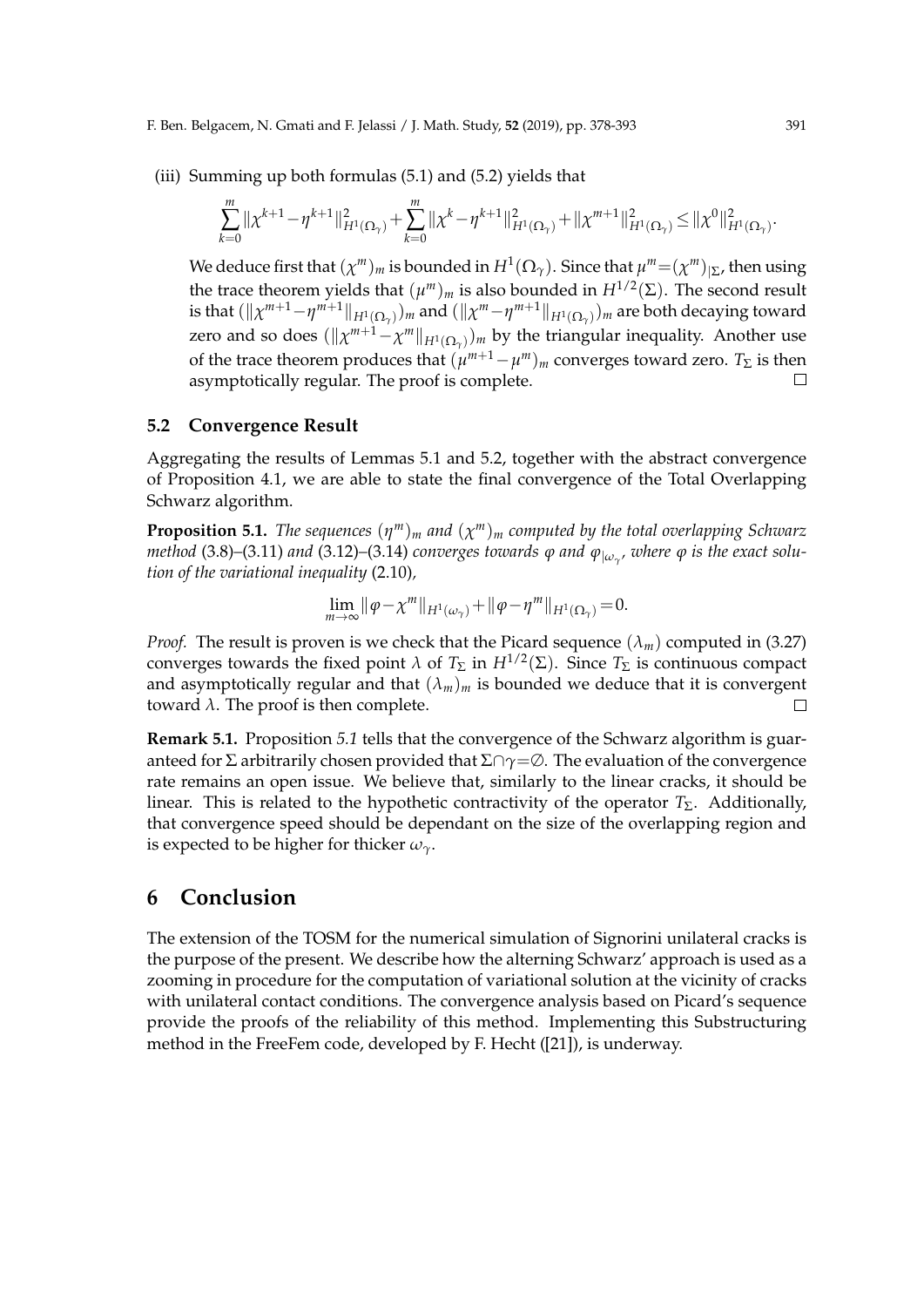(iii) Summing up both formulas (5.1) and (5.2) yields that

$$\sum_{k=0}^{m}\|\chi^{k+1}-\eta^{k+1}\|^2_{H^1(\Omega_\gamma)}+\sum_{k=0}^{m}\|\chi^{k}-\eta^{k+1}\|^2_{H^1(\Omega_\gamma)}+\|\chi^{m+1}\|^2_{H^1(\Omega_\gamma)}\leq\|\chi^0\|^2_{H^1(\Omega_\gamma)}.$$

We deduce first that $(\chi^m)_m$ is bounded in $H^1(\Omega_\gamma)$. Since that $\mu^m=(\chi^m)_{|\Sigma}$, then using the trace theorem yields that $(\mu^m)_m$ is also bounded in $H^{1/2}(\Sigma)$. The second result is that $(\|\chi^{m+1}-\eta^{m+1}\|_{H^1(\Omega_\gamma)})_m$ and $(\|\chi^{m}-\eta^{m+1}\|_{H^1(\Omega_\gamma)})_m$ are both decaying toward zero and so does $(\|\chi^{m+1}-\chi^m\|_{H^1(\Omega_\gamma)})_m$ by the triangular inequality. Another use of the trace theorem produces that $(\mu^{m+1}-\mu^m)_m$ converges toward zero. $T_\Sigma$ is then asymptotically regular. The proof is complete. $\square$

### 5.2 Convergence Result

Aggregating the results of Lemmas 5.1 and 5.2, together with the abstract convergence of Proposition 4.1, we are able to state the final convergence of the Total Overlapping Schwarz algorithm.

**Proposition 5.1.** *The sequences $(\eta^m)_m$ and $(\chi^m)_m$ computed by the total overlapping Schwarz method* (3.8)–(3.11) *and* (3.12)–(3.14) *converges towards $\varphi$ and $\varphi_{|\omega_\gamma}$, where $\varphi$ is the exact solution of the variational inequality* (2.10),

$$\lim_{m\to\infty}\|\varphi-\chi^m\|_{H^1(\omega_\gamma)}+\|\varphi-\eta^m\|_{H^1(\Omega_\gamma)}=0.$$

*Proof.* The result is proven is we check that the Picard sequence $(\lambda_m)$ computed in (3.27) converges towards the fixed point $\lambda$ of $T_\Sigma$ in $H^{1/2}(\Sigma)$. Since $T_\Sigma$ is continuous compact and asymptotically regular and that $(\lambda_m)_m$ is bounded we deduce that it is convergent toward $\lambda$. The proof is then complete. $\square$

**Remark 5.1.** Proposition *5.1* tells that the convergence of the Schwarz algorithm is guaranteed for $\Sigma$ arbitrarily chosen provided that $\Sigma\cap\gamma=\emptyset$. The evaluation of the convergence rate remains an open issue. We believe that, similarly to the linear cracks, it should be linear. This is related to the hypothetic contractivity of the operator $T_\Sigma$. Additionally, that convergence speed should be dependant on the size of the overlapping region and is expected to be higher for thicker $\omega_\gamma$.

## 6 Conclusion

The extension of the TOSM for the numerical simulation of Signorini unilateral cracks is the purpose of the present. We describe how the alterning Schwarz' approach is used as a zooming in procedure for the computation of variational solution at the vicinity of cracks with unilateral contact conditions. The convergence analysis based on Picard's sequence provide the proofs of the reliability of this method. Implementing this Substructuring method in the FreeFem code, developed by F. Hecht ([21]), is underway.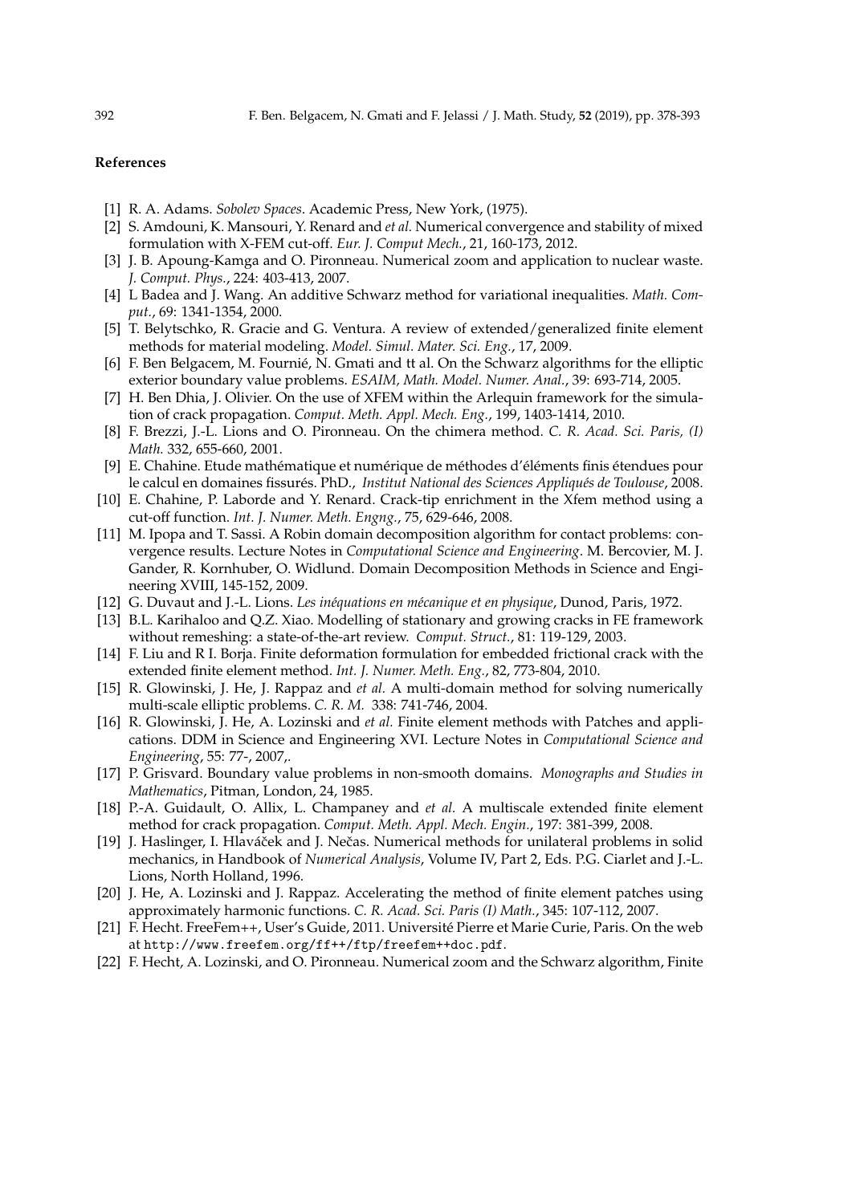#### References

[1] R. A. Adams. *Sobolev Spaces*. Academic Press, New York, (1975).

[2] S. Amdouni, K. Mansouri, Y. Renard and *et al.* Numerical convergence and stability of mixed formulation with X-FEM cut-off. *Eur. J. Comput Mech.*, 21, 160-173, 2012.

[3] J. B. Apoung-Kamga and O. Pironneau. Numerical zoom and application to nuclear waste. *J. Comput. Phys.*, 224: 403-413, 2007.

[4] L Badea and J. Wang. An additive Schwarz method for variational inequalities. *Math. Comput.*, 69: 1341-1354, 2000.

[5] T. Belytschko, R. Gracie and G. Ventura. A review of extended/generalized finite element methods for material modeling. *Model. Simul. Mater. Sci. Eng.*, 17, 2009.

[6] F. Ben Belgacem, M. Fournié, N. Gmati and tt al. On the Schwarz algorithms for the elliptic exterior boundary value problems. *ESAIM, Math. Model. Numer. Anal.*, 39: 693-714, 2005.

[7] H. Ben Dhia, J. Olivier. On the use of XFEM within the Arlequin framework for the simulation of crack propagation. *Comput. Meth. Appl. Mech. Eng.*, 199, 1403-1414, 2010.

[8] F. Brezzi, J.-L. Lions and O. Pironneau. On the chimera method. *C. R. Acad. Sci. Paris, (I) Math.* 332, 655-660, 2001.

[9] E. Chahine. Etude mathématique et numérique de méthodes d'éléments finis étendues pour le calcul en domaines fissurés. PhD., *Institut National des Sciences Appliqués de Toulouse*, 2008.

[10] E. Chahine, P. Laborde and Y. Renard. Crack-tip enrichment in the Xfem method using a cut-off function. *Int. J. Numer. Meth. Engng.*, 75, 629-646, 2008.

[11] M. Ipopa and T. Sassi. A Robin domain decomposition algorithm for contact problems: convergence results. Lecture Notes in *Computational Science and Engineering*. M. Bercovier, M. J. Gander, R. Kornhuber, O. Widlund. Domain Decomposition Methods in Science and Engineering XVIII, 145-152, 2009.

[12] G. Duvaut and J.-L. Lions. *Les inéquations en mécanique et en physique*, Dunod, Paris, 1972.

[13] B.L. Karihaloo and Q.Z. Xiao. Modelling of stationary and growing cracks in FE framework without remeshing: a state-of-the-art review. *Comput. Struct.*, 81: 119-129, 2003.

[14] F. Liu and R I. Borja. Finite deformation formulation for embedded frictional crack with the extended finite element method. *Int. J. Numer. Meth. Eng.*, 82, 773-804, 2010.

[15] R. Glowinski, J. He, J. Rappaz and *et al.* A multi-domain method for solving numerically multi-scale elliptic problems. *C. R. M.* 338: 741-746, 2004.

[16] R. Glowinski, J. He, A. Lozinski and *et al.* Finite element methods with Patches and applications. DDM in Science and Engineering XVI. Lecture Notes in *Computational Science and Engineering*, 55: 77-, 2007,.

[17] P. Grisvard. Boundary value problems in non-smooth domains. *Monographs and Studies in Mathematics*, Pitman, London, 24, 1985.

[18] P.-A. Guidault, O. Allix, L. Champaney and *et al.* A multiscale extended finite element method for crack propagation. *Comput. Meth. Appl. Mech. Engin.*, 197: 381-399, 2008.

[19] J. Haslinger, I. Hlaváček and J. Nečas. Numerical methods for unilateral problems in solid mechanics, in Handbook of *Numerical Analysis*, Volume IV, Part 2, Eds. P.G. Ciarlet and J.-L. Lions, North Holland, 1996.

[20] J. He, A. Lozinski and J. Rappaz. Accelerating the method of finite element patches using approximately harmonic functions. *C. R. Acad. Sci. Paris (I) Math.*, 345: 107-112, 2007.

[21] F. Hecht. FreeFem++, User's Guide, 2011. Université Pierre et Marie Curie, Paris. On the web at `http://www.freefem.org/ff++/ftp/freefem++doc.pdf`.

[22] F. Hecht, A. Lozinski, and O. Pironneau. Numerical zoom and the Schwarz algorithm, Finite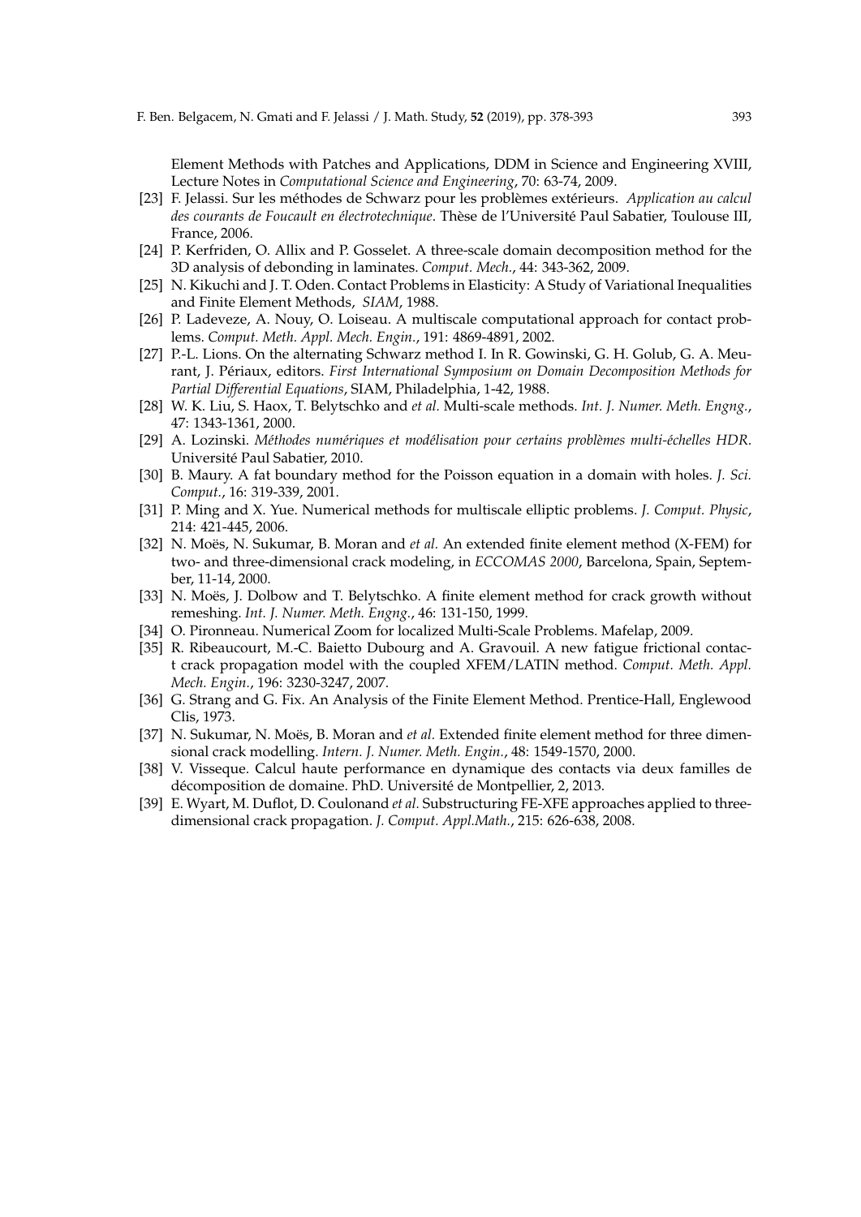Element Methods with Patches and Applications, DDM in Science and Engineering XVIII, Lecture Notes in *Computational Science and Engineering*, 70: 63-74, 2009.

[23] F. Jelassi. Sur les méthodes de Schwarz pour les problèmes extérieurs. *Application au calcul des courants de Foucault en électrotechnique*. Thèse de l'Université Paul Sabatier, Toulouse III, France, 2006.

[24] P. Kerfriden, O. Allix and P. Gosselet. A three-scale domain decomposition method for the 3D analysis of debonding in laminates. *Comput. Mech.*, 44: 343-362, 2009.

[25] N. Kikuchi and J. T. Oden. Contact Problems in Elasticity: A Study of Variational Inequalities and Finite Element Methods, *SIAM*, 1988.

[26] P. Ladeveze, A. Nouy, O. Loiseau. A multiscale computational approach for contact problems. *Comput. Meth. Appl. Mech. Engin.*, 191: 4869-4891, 2002.

[27] P.-L. Lions. On the alternating Schwarz method I. In R. Gowinski, G. H. Golub, G. A. Meurant, J. Périaux, editors. *First International Symposium on Domain Decomposition Methods for Partial Differential Equations*, SIAM, Philadelphia, 1-42, 1988.

[28] W. K. Liu, S. Haox, T. Belytschko and *et al.* Multi-scale methods. *Int. J. Numer. Meth. Engng.*, 47: 1343-1361, 2000.

[29] A. Lozinski. *Méthodes numériques et modélisation pour certains problèmes multi-échelles HDR*. Université Paul Sabatier, 2010.

[30] B. Maury. A fat boundary method for the Poisson equation in a domain with holes. *J. Sci. Comput.*, 16: 319-339, 2001.

[31] P. Ming and X. Yue. Numerical methods for multiscale elliptic problems. *J. Comput. Physic*, 214: 421-445, 2006.

[32] N. Moës, N. Sukumar, B. Moran and *et al.* An extended finite element method (X-FEM) for two- and three-dimensional crack modeling, in *ECCOMAS 2000*, Barcelona, Spain, September, 11-14, 2000.

[33] N. Moës, J. Dolbow and T. Belytschko. A finite element method for crack growth without remeshing. *Int. J. Numer. Meth. Engng.*, 46: 131-150, 1999.

[34] O. Pironneau. Numerical Zoom for localized Multi-Scale Problems. Mafelap, 2009.

[35] R. Ribeaucourt, M.-C. Baietto Dubourg and A. Gravouil. A new fatigue frictional contact crack propagation model with the coupled XFEM/LATIN method. *Comput. Meth. Appl. Mech. Engin.*, 196: 3230-3247, 2007.

[36] G. Strang and G. Fix. An Analysis of the Finite Element Method. Prentice-Hall, Englewood Clis, 1973.

[37] N. Sukumar, N. Moës, B. Moran and *et al.* Extended finite element method for three dimensional crack modelling. *Intern. J. Numer. Meth. Engin.*, 48: 1549-1570, 2000.

[38] V. Visseque. Calcul haute performance en dynamique des contacts via deux familles de décomposition de domaine. PhD. Université de Montpellier, 2, 2013.

[39] E. Wyart, M. Duflot, D. Coulonand *et al.* Substructuring FE-XFE approaches applied to three-dimensional crack propagation. *J. Comput. Appl.Math.*, 215: 626-638, 2008.